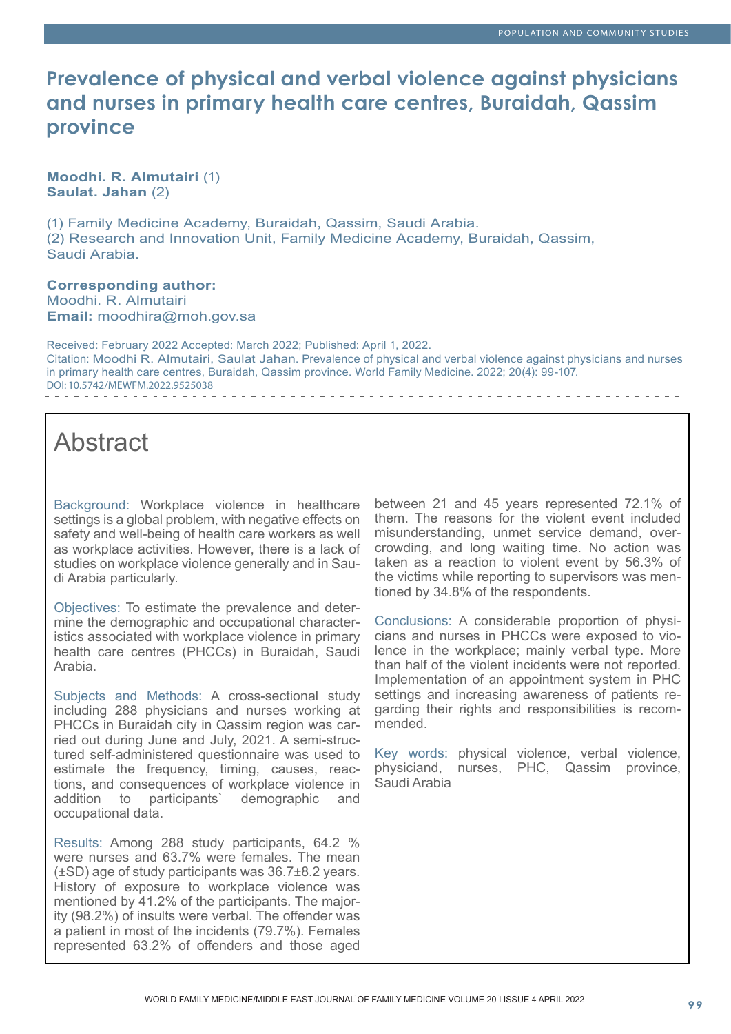# Prevalence of physical and verbal violence against physicians and nurses in primary health care centres, Buraidah, Qassim province

**Moodhi. R. Almutairi** (1)
**Saulat. Jahan** (2)

(1) Family Medicine Academy, Buraidah, Qassim, Saudi Arabia.
(2) Research and Innovation Unit, Family Medicine Academy, Buraidah, Qassim, Saudi Arabia.

**Corresponding author:**
Moodhi. R. Almutairi
**Email:** moodhira@moh.gov.sa

Received: February 2022 Accepted: March 2022; Published: April 1, 2022.
Citation: Moodhi R. Almutairi, Saulat Jahan. Prevalence of physical and verbal violence against physicians and nurses in primary health care centres, Buraidah, Qassim province. World Family Medicine. 2022; 20(4): 99-107.
DOI: 10.5742/MEWFM.2022.9525038

## Abstract

Background: Workplace violence in healthcare settings is a global problem, with negative effects on safety and well-being of health care workers as well as workplace activities. However, there is a lack of studies on workplace violence generally and in Saudi Arabia particularly.

Objectives: To estimate the prevalence and determine the demographic and occupational characteristics associated with workplace violence in primary health care centres (PHCCs) in Buraidah, Saudi Arabia.

Subjects and Methods: A cross-sectional study including 288 physicians and nurses working at PHCCs in Buraidah city in Qassim region was carried out during June and July, 2021. A semi-structured self-administered questionnaire was used to estimate the frequency, timing, causes, reactions, and consequences of workplace violence in addition to participants` demographic and occupational data.

Results: Among 288 study participants, 64.2 % were nurses and 63.7% were females. The mean (±SD) age of study participants was 36.7±8.2 years. History of exposure to workplace violence was mentioned by 41.2% of the participants. The majority (98.2%) of insults were verbal. The offender was a patient in most of the incidents (79.7%). Females represented 63.2% of offenders and those aged between 21 and 45 years represented 72.1% of them. The reasons for the violent event included misunderstanding, unmet service demand, overcrowding, and long waiting time. No action was taken as a reaction to violent event by 56.3% of the victims while reporting to supervisors was mentioned by 34.8% of the respondents.

Conclusions: A considerable proportion of physicians and nurses in PHCCs were exposed to violence in the workplace; mainly verbal type. More than half of the violent incidents were not reported. Implementation of an appointment system in PHC settings and increasing awareness of patients regarding their rights and responsibilities is recommended.

Key words: physical violence, verbal violence, physiciand, nurses, PHC, Qassim province, Saudi Arabia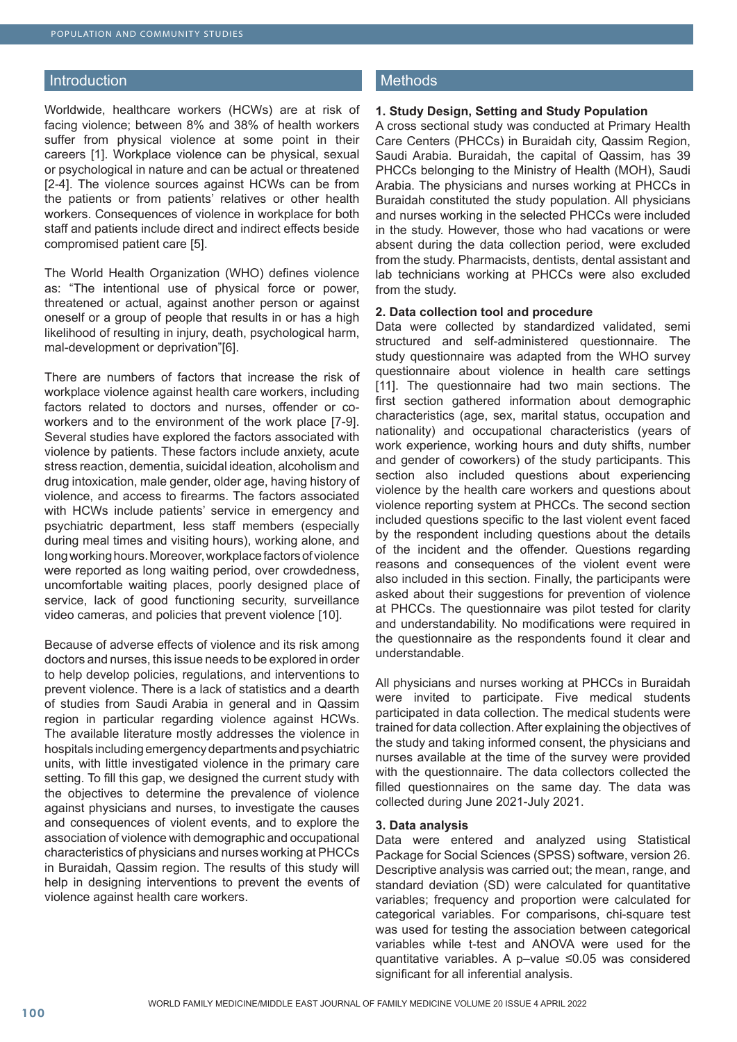## Introduction

Worldwide, healthcare workers (HCWs) are at risk of facing violence; between 8% and 38% of health workers suffer from physical violence at some point in their careers [1]. Workplace violence can be physical, sexual or psychological in nature and can be actual or threatened [2-4]. The violence sources against HCWs can be from the patients or from patients' relatives or other health workers. Consequences of violence in workplace for both staff and patients include direct and indirect effects beside compromised patient care [5].

The World Health Organization (WHO) defines violence as: "The intentional use of physical force or power, threatened or actual, against another person or against oneself or a group of people that results in or has a high likelihood of resulting in injury, death, psychological harm, mal-development or deprivation"[6].

There are numbers of factors that increase the risk of workplace violence against health care workers, including factors related to doctors and nurses, offender or co-workers and to the environment of the work place [7-9]. Several studies have explored the factors associated with violence by patients. These factors include anxiety, acute stress reaction, dementia, suicidal ideation, alcoholism and drug intoxication, male gender, older age, having history of violence, and access to firearms. The factors associated with HCWs include patients' service in emergency and psychiatric department, less staff members (especially during meal times and visiting hours), working alone, and long working hours. Moreover, workplace factors of violence were reported as long waiting period, over crowdedness, uncomfortable waiting places, poorly designed place of service, lack of good functioning security, surveillance video cameras, and policies that prevent violence [10].

Because of adverse effects of violence and its risk among doctors and nurses, this issue needs to be explored in order to help develop policies, regulations, and interventions to prevent violence. There is a lack of statistics and a dearth of studies from Saudi Arabia in general and in Qassim region in particular regarding violence against HCWs. The available literature mostly addresses the violence in hospitals including emergency departments and psychiatric units, with little investigated violence in the primary care setting. To fill this gap, we designed the current study with the objectives to determine the prevalence of violence against physicians and nurses, to investigate the causes and consequences of violent events, and to explore the association of violence with demographic and occupational characteristics of physicians and nurses working at PHCCs in Buraidah, Qassim region. The results of this study will help in designing interventions to prevent the events of violence against health care workers.

## Methods

### 1. Study Design, Setting and Study Population

A cross sectional study was conducted at Primary Health Care Centers (PHCCs) in Buraidah city, Qassim Region, Saudi Arabia. Buraidah, the capital of Qassim, has 39 PHCCs belonging to the Ministry of Health (MOH), Saudi Arabia. The physicians and nurses working at PHCCs in Buraidah constituted the study population. All physicians and nurses working in the selected PHCCs were included in the study. However, those who had vacations or were absent during the data collection period, were excluded from the study. Pharmacists, dentists, dental assistant and lab technicians working at PHCCs were also excluded from the study.

### 2. Data collection tool and procedure

Data were collected by standardized validated, semi structured and self-administered questionnaire. The study questionnaire was adapted from the WHO survey questionnaire about violence in health care settings [11]. The questionnaire had two main sections. The first section gathered information about demographic characteristics (age, sex, marital status, occupation and nationality) and occupational characteristics (years of work experience, working hours and duty shifts, number and gender of coworkers) of the study participants. This section also included questions about experiencing violence by the health care workers and questions about violence reporting system at PHCCs. The second section included questions specific to the last violent event faced by the respondent including questions about the details of the incident and the offender. Questions regarding reasons and consequences of the violent event were also included in this section. Finally, the participants were asked about their suggestions for prevention of violence at PHCCs. The questionnaire was pilot tested for clarity and understandability. No modifications were required in the questionnaire as the respondents found it clear and understandable.

All physicians and nurses working at PHCCs in Buraidah were invited to participate. Five medical students participated in data collection. The medical students were trained for data collection. After explaining the objectives of the study and taking informed consent, the physicians and nurses available at the time of the survey were provided with the questionnaire. The data collectors collected the filled questionnaires on the same day. The data was collected during June 2021-July 2021.

### 3. Data analysis

Data were entered and analyzed using Statistical Package for Social Sciences (SPSS) software, version 26. Descriptive analysis was carried out; the mean, range, and standard deviation (SD) were calculated for quantitative variables; frequency and proportion were calculated for categorical variables. For comparisons, chi-square test was used for testing the association between categorical variables while t-test and ANOVA were used for the quantitative variables. A p–value $\leq 0.05$ was considered significant for all inferential analysis.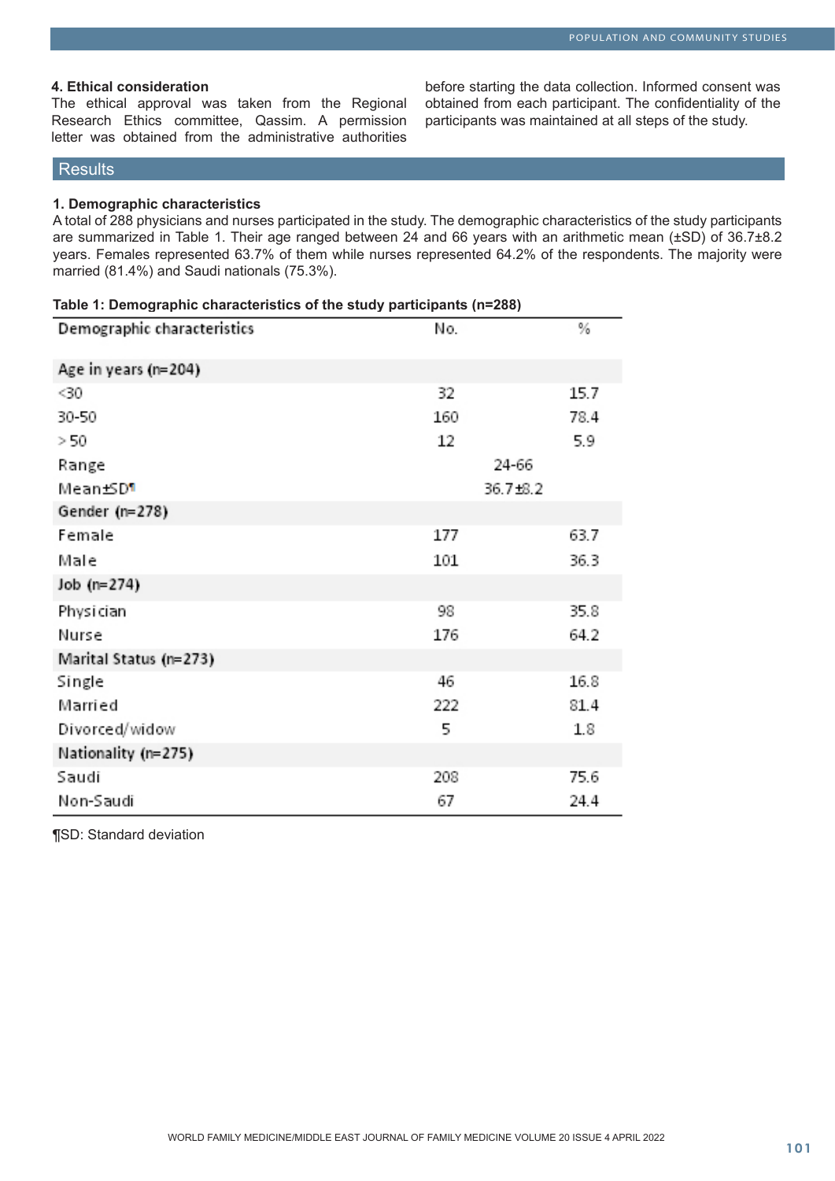### 4. Ethical consideration

The ethical approval was taken from the Regional Research Ethics committee, Qassim. A permission letter was obtained from the administrative authorities before starting the data collection. Informed consent was obtained from each participant. The confidentiality of the participants was maintained at all steps of the study.

## Results

### 1. Demographic characteristics

A total of 288 physicians and nurses participated in the study. The demographic characteristics of the study participants are summarized in Table 1. Their age ranged between 24 and 66 years with an arithmetic mean (±SD) of 36.7±8.2 years. Females represented 63.7% of them while nurses represented 64.2% of the respondents. The majority were married (81.4%) and Saudi nationals (75.3%).

**Table 1: Demographic characteristics of the study participants (n=288)**

| Demographic characteristics | No. | % |
|---|---|---|
| **Age in years (n=204)** | | |
| <30 | 32 | 15.7 |
| 30-50 | 160 | 78.4 |
| > 50 | 12 | 5.9 |
| Range | 24-66 | |
| Mean±SD¶ | 36.7±8.2 | |
| **Gender (n=278)** | | |
| Female | 177 | 63.7 |
| Male | 101 | 36.3 |
| **Job (n=274)** | | |
| Physician | 98 | 35.8 |
| Nurse | 176 | 64.2 |
| **Marital Status (n=273)** | | |
| Single | 46 | 16.8 |
| Married | 222 | 81.4 |
| Divorced/widow | 5 | 1.8 |
| **Nationality (n=275)** | | |
| Saudi | 208 | 75.6 |
| Non-Saudi | 67 | 24.4 |

¶SD: Standard deviation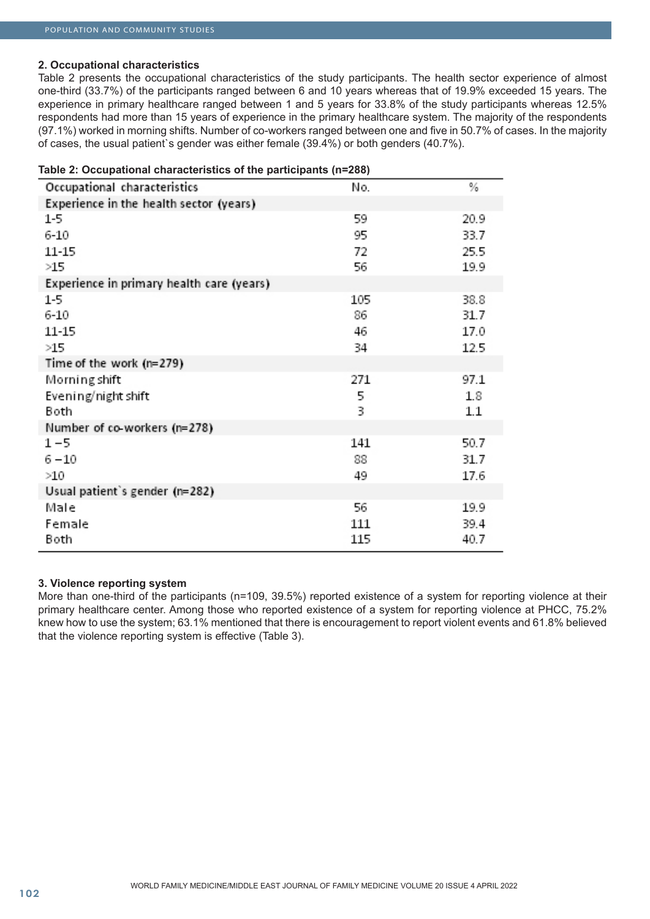### 2. Occupational characteristics

Table 2 presents the occupational characteristics of the study participants. The health sector experience of almost one-third (33.7%) of the participants ranged between 6 and 10 years whereas that of 19.9% exceeded 15 years. The experience in primary healthcare ranged between 1 and 5 years for 33.8% of the study participants whereas 12.5% respondents had more than 15 years of experience in the primary healthcare system. The majority of the respondents (97.1%) worked in morning shifts. Number of co-workers ranged between one and five in 50.7% of cases. In the majority of cases, the usual patient`s gender was either female (39.4%) or both genders (40.7%).

**Table 2: Occupational characteristics of the participants (n=288)**

| Occupational characteristics | No. | % |
|---|---|---|
| Experience in the health sector (years) | | |
| 1-5 | 59 | 20.9 |
| 6-10 | 95 | 33.7 |
| 11-15 | 72 | 25.5 |
| >15 | 56 | 19.9 |
| Experience in primary health care (years) | | |
| 1-5 | 105 | 38.8 |
| 6-10 | 86 | 31.7 |
| 11-15 | 46 | 17.0 |
| >15 | 34 | 12.5 |
| Time of the work (n=279) | | |
| Morning shift | 271 | 97.1 |
| Evening/night shift | 5 | 1.8 |
| Both | 3 | 1.1 |
| Number of co-workers (n=278) | | |
| 1 – 5 | 141 | 50.7 |
| 6 – 10 | 88 | 31.7 |
| >10 | 49 | 17.6 |
| Usual patient`s gender (n=282) | | |
| Male | 56 | 19.9 |
| Female | 111 | 39.4 |
| Both | 115 | 40.7 |

### 3. Violence reporting system

More than one-third of the participants (n=109, 39.5%) reported existence of a system for reporting violence at their primary healthcare center. Among those who reported existence of a system for reporting violence at PHCC, 75.2% knew how to use the system; 63.1% mentioned that there is encouragement to report violent events and 61.8% believed that the violence reporting system is effective (Table 3).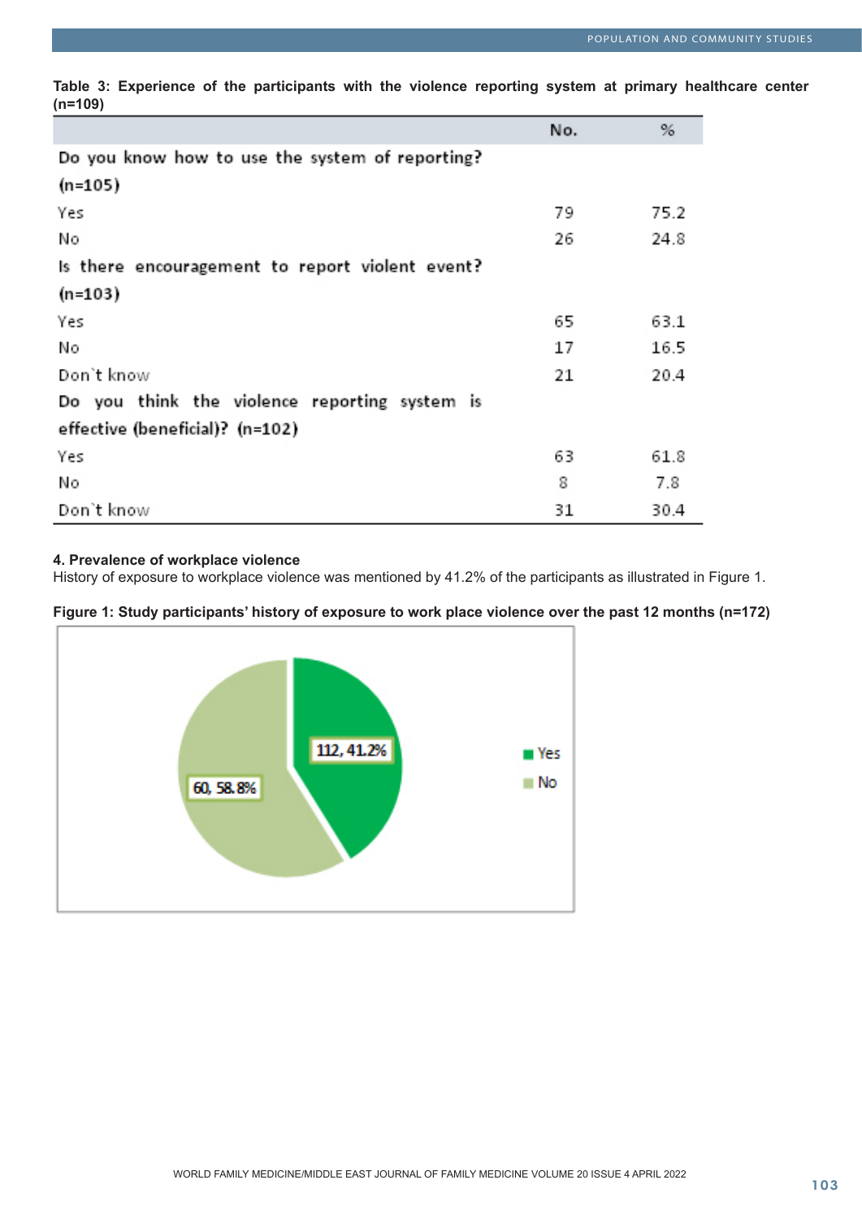**Table 3: Experience of the participants with the violence reporting system at primary healthcare center (n=109)**

| | No. | % |
|---|---|---|
| **Do you know how to use the system of reporting? (n=105)** | | |
| Yes | 79 | 75.2 |
| No | 26 | 24.8 |
| **Is there encouragement to report violent event? (n=103)** | | |
| Yes | 65 | 63.1 |
| No | 17 | 16.5 |
| Don`t know | 21 | 20.4 |
| **Do you think the violence reporting system is effective (beneficial)? (n=102)** | | |
| Yes | 63 | 61.8 |
| No | 8 | 7.8 |
| Don`t know | 31 | 30.4 |

**4. Prevalence of workplace violence**

History of exposure to workplace violence was mentioned by 41.2% of the participants as illustrated in Figure 1.

**Figure 1: Study participants' history of exposure to work place violence over the past 12 months (n=172)**

| | No. | % |
|---|---|---|
| Yes | 112 | 41.2% |
| No | 60 | 58.8% |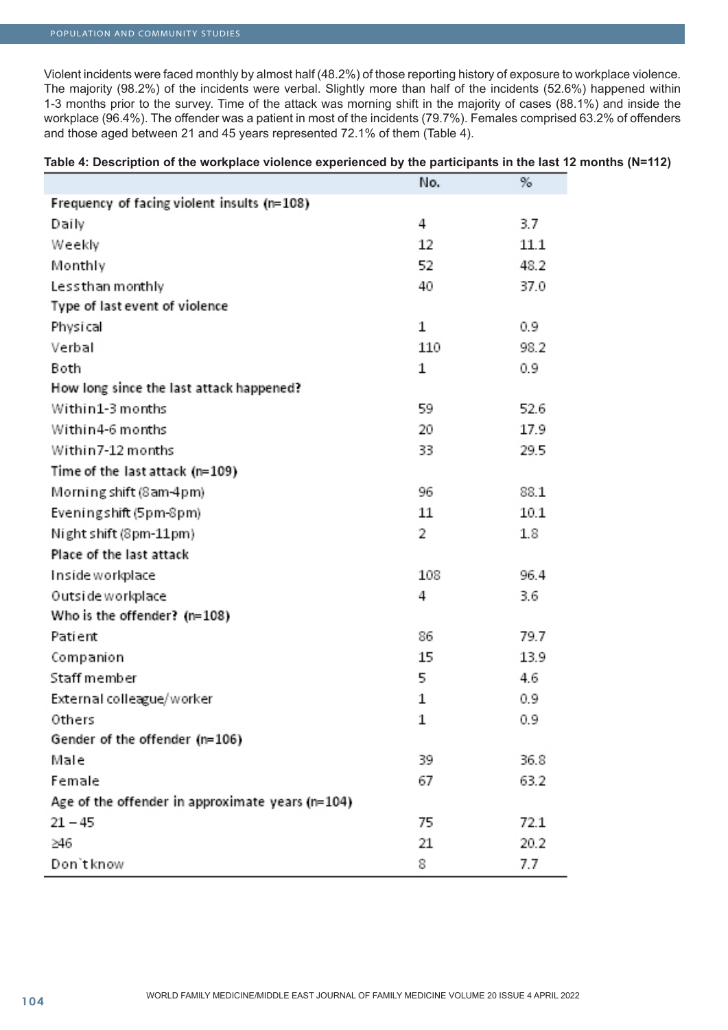Violent incidents were faced monthly by almost half (48.2%) of those reporting history of exposure to workplace violence. The majority (98.2%) of the incidents were verbal. Slightly more than half of the incidents (52.6%) happened within 1-3 months prior to the survey. Time of the attack was morning shift in the majority of cases (88.1%) and inside the workplace (96.4%). The offender was a patient in most of the incidents (79.7%). Females comprised 63.2% of offenders and those aged between 21 and 45 years represented 72.1% of them (Table 4).

**Table 4: Description of the workplace violence experienced by the participants in the last 12 months (N=112)**

| | No. | % |
|---|---|---|
| **Frequency of facing violent insults (n=108)** | | |
| Daily | 4 | 3.7 |
| Weekly | 12 | 11.1 |
| Monthly | 52 | 48.2 |
| Lessthan monthly | 40 | 37.0 |
| **Type of last event of violence** | | |
| Physical | 1 | 0.9 |
| Verbal | 110 | 98.2 |
| Both | 1 | 0.9 |
| **How long since the last attack happened?** | | |
| Within1-3 months | 59 | 52.6 |
| Within4-6 months | 20 | 17.9 |
| Within7-12 months | 33 | 29.5 |
| **Time of the last attack (n=109)** | | |
| Morning shift (8am-4pm) | 96 | 88.1 |
| Eveningshift (5pm-8pm) | 11 | 10.1 |
| Night shift (8pm-11pm) | 2 | 1.8 |
| **Place of the last attack** | | |
| Inside workplace | 108 | 96.4 |
| Outside workplace | 4 | 3.6 |
| **Who is the offender? (n=108)** | | |
| Patient | 86 | 79.7 |
| Companion | 15 | 13.9 |
| Staff member | 5 | 4.6 |
| External colleague/worker | 1 | 0.9 |
| Others | 1 | 0.9 |
| **Gender of the offender (n=106)** | | |
| Male | 39 | 36.8 |
| Female | 67 | 63.2 |
| **Age of the offender in approximate years (n=104)** | | |
| 21 – 45 | 75 | 72.1 |
| ≥46 | 21 | 20.2 |
| Don`t know | 8 | 7.7 |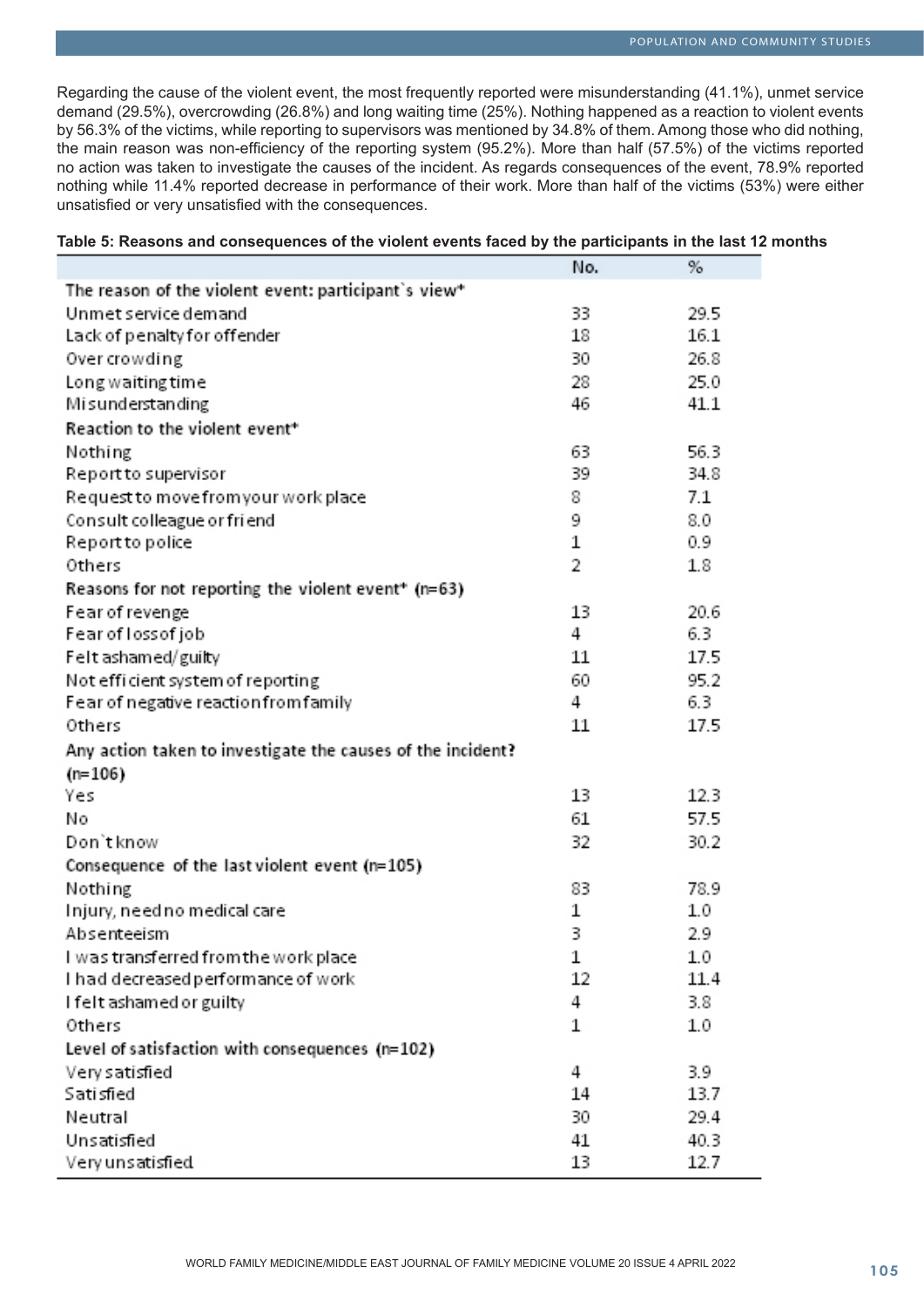Regarding the cause of the violent event, the most frequently reported were misunderstanding (41.1%), unmet service demand (29.5%), overcrowding (26.8%) and long waiting time (25%). Nothing happened as a reaction to violent events by 56.3% of the victims, while reporting to supervisors was mentioned by 34.8% of them. Among those who did nothing, the main reason was non-efficiency of the reporting system (95.2%). More than half (57.5%) of the victims reported no action was taken to investigate the causes of the incident. As regards consequences of the event, 78.9% reported nothing while 11.4% reported decrease in performance of their work. More than half of the victims (53%) were either unsatisfied or very unsatisfied with the consequences.

**Table 5: Reasons and consequences of the violent events faced by the participants in the last 12 months**

| | No. | % |
|---|---|---|
| **The reason of the violent event: participant`s view*** | | |
| Unmet service demand | 33 | 29.5 |
| Lack of penalty for offender | 18 | 16.1 |
| Over crowding | 30 | 26.8 |
| Long waiting time | 28 | 25.0 |
| Misunderstanding | 46 | 41.1 |
| **Reaction to the violent event*** | | |
| Nothing | 63 | 56.3 |
| Report to supervisor | 39 | 34.8 |
| Request to move from your work place | 8 | 7.1 |
| Consult colleague or friend | 9 | 8.0 |
| Report to police | 1 | 0.9 |
| Others | 2 | 1.8 |
| **Reasons for not reporting the violent event* (n=63)** | | |
| Fear of revenge | 13 | 20.6 |
| Fear of loss of job | 4 | 6.3 |
| Felt ashamed/ guilty | 11 | 17.5 |
| Not efficient system of reporting | 60 | 95.2 |
| Fear of negative reaction from family | 4 | 6.3 |
| Others | 11 | 17.5 |
| **Any action taken to investigate the causes of the incident? (n=106)** | | |
| Yes | 13 | 12.3 |
| No | 61 | 57.5 |
| Don`t know | 32 | 30.2 |
| **Consequence of the last violent event (n=105)** | | |
| Nothing | 83 | 78.9 |
| Injury, need no medical care | 1 | 1.0 |
| Absenteeism | 3 | 2.9 |
| I was transferred from the work place | 1 | 1.0 |
| I had decreased performance of work | 12 | 11.4 |
| I felt ashamed or guilty | 4 | 3.8 |
| Others | 1 | 1.0 |
| **Level of satisfaction with consequences (n=102)** | | |
| Very satisfied | 4 | 3.9 |
| Satisfied | 14 | 13.7 |
| Neutral | 30 | 29.4 |
| Unsatisfied | 41 | 40.3 |
| Very unsatisfied | 13 | 12.7 |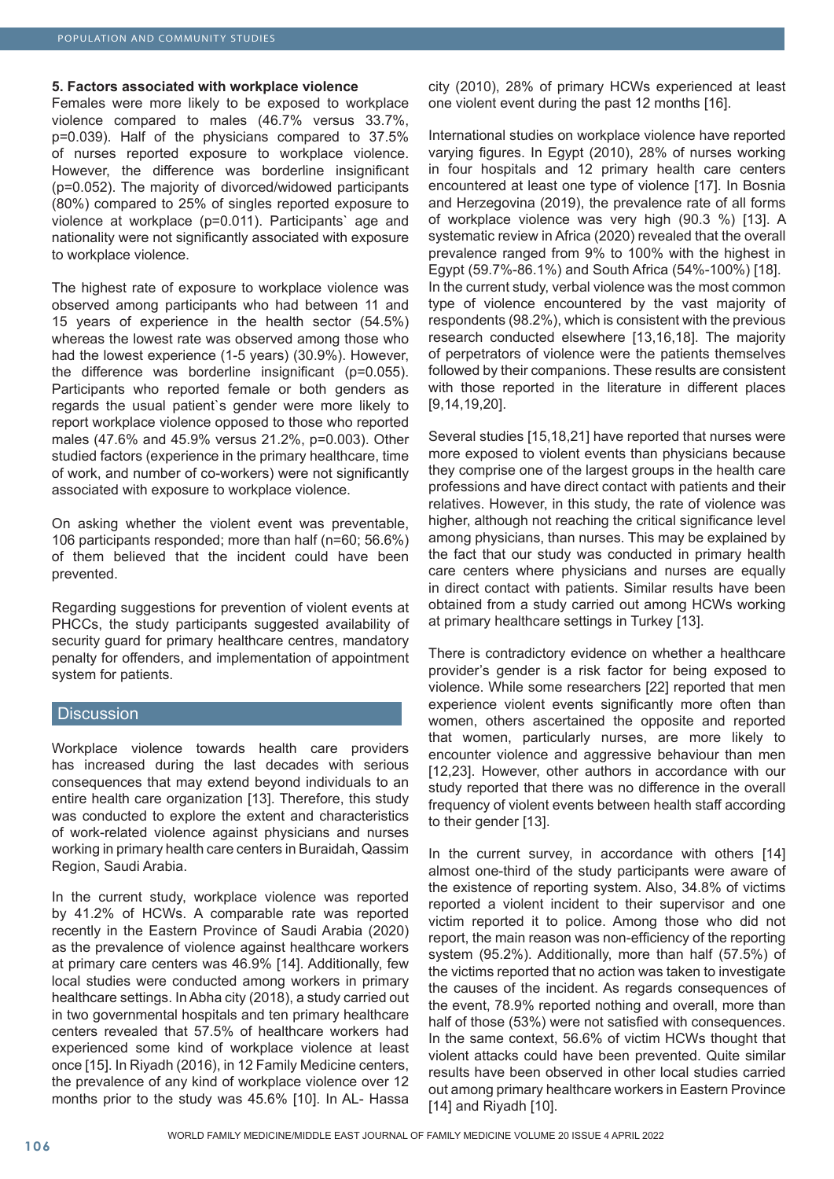### 5. Factors associated with workplace violence

Females were more likely to be exposed to workplace violence compared to males (46.7% versus 33.7%, p=0.039). Half of the physicians compared to 37.5% of nurses reported exposure to workplace violence. However, the difference was borderline insignificant (p=0.052). The majority of divorced/widowed participants (80%) compared to 25% of singles reported exposure to violence at workplace (p=0.011). Participants` age and nationality were not significantly associated with exposure to workplace violence.

The highest rate of exposure to workplace violence was observed among participants who had between 11 and 15 years of experience in the health sector (54.5%) whereas the lowest rate was observed among those who had the lowest experience (1-5 years) (30.9%). However, the difference was borderline insignificant (p=0.055). Participants who reported female or both genders as regards the usual patient`s gender were more likely to report workplace violence opposed to those who reported males (47.6% and 45.9% versus 21.2%, p=0.003). Other studied factors (experience in the primary healthcare, time of work, and number of co-workers) were not significantly associated with exposure to workplace violence.

On asking whether the violent event was preventable, 106 participants responded; more than half (n=60; 56.6%) of them believed that the incident could have been prevented.

Regarding suggestions for prevention of violent events at PHCCs, the study participants suggested availability of security guard for primary healthcare centres, mandatory penalty for offenders, and implementation of appointment system for patients.

## Discussion

Workplace violence towards health care providers has increased during the last decades with serious consequences that may extend beyond individuals to an entire health care organization [13]. Therefore, this study was conducted to explore the extent and characteristics of work-related violence against physicians and nurses working in primary health care centers in Buraidah, Qassim Region, Saudi Arabia.

In the current study, workplace violence was reported by 41.2% of HCWs. A comparable rate was reported recently in the Eastern Province of Saudi Arabia (2020) as the prevalence of violence against healthcare workers at primary care centers was 46.9% [14]. Additionally, few local studies were conducted among workers in primary healthcare settings. In Abha city (2018), a study carried out in two governmental hospitals and ten primary healthcare centers revealed that 57.5% of healthcare workers had experienced some kind of workplace violence at least once [15]. In Riyadh (2016), in 12 Family Medicine centers, the prevalence of any kind of workplace violence over 12 months prior to the study was 45.6% [10]. In AL- Hassa city (2010), 28% of primary HCWs experienced at least one violent event during the past 12 months [16].

International studies on workplace violence have reported varying figures. In Egypt (2010), 28% of nurses working in four hospitals and 12 primary health care centers encountered at least one type of violence [17]. In Bosnia and Herzegovina (2019), the prevalence rate of all forms of workplace violence was very high (90.3 %) [13]. A systematic review in Africa (2020) revealed that the overall prevalence ranged from 9% to 100% with the highest in Egypt (59.7%-86.1%) and South Africa (54%-100%) [18].

In the current study, verbal violence was the most common type of violence encountered by the vast majority of respondents (98.2%), which is consistent with the previous research conducted elsewhere [13,16,18]. The majority of perpetrators of violence were the patients themselves followed by their companions. These results are consistent with those reported in the literature in different places [9,14,19,20].

Several studies [15,18,21] have reported that nurses were more exposed to violent events than physicians because they comprise one of the largest groups in the health care professions and have direct contact with patients and their relatives. However, in this study, the rate of violence was higher, although not reaching the critical significance level among physicians, than nurses. This may be explained by the fact that our study was conducted in primary health care centers where physicians and nurses are equally in direct contact with patients. Similar results have been obtained from a study carried out among HCWs working at primary healthcare settings in Turkey [13].

There is contradictory evidence on whether a healthcare provider's gender is a risk factor for being exposed to violence. While some researchers [22] reported that men experience violent events significantly more often than women, others ascertained the opposite and reported that women, particularly nurses, are more likely to encounter violence and aggressive behaviour than men [12,23]. However, other authors in accordance with our study reported that there was no difference in the overall frequency of violent events between health staff according to their gender [13].

In the current survey, in accordance with others [14] almost one-third of the study participants were aware of the existence of reporting system. Also, 34.8% of victims reported a violent incident to their supervisor and one victim reported it to police. Among those who did not report, the main reason was non-efficiency of the reporting system (95.2%). Additionally, more than half (57.5%) of the victims reported that no action was taken to investigate the causes of the incident. As regards consequences of the event, 78.9% reported nothing and overall, more than half of those (53%) were not satisfied with consequences. In the same context, 56.6% of victim HCWs thought that violent attacks could have been prevented. Quite similar results have been observed in other local studies carried out among primary healthcare workers in Eastern Province [14] and Riyadh [10].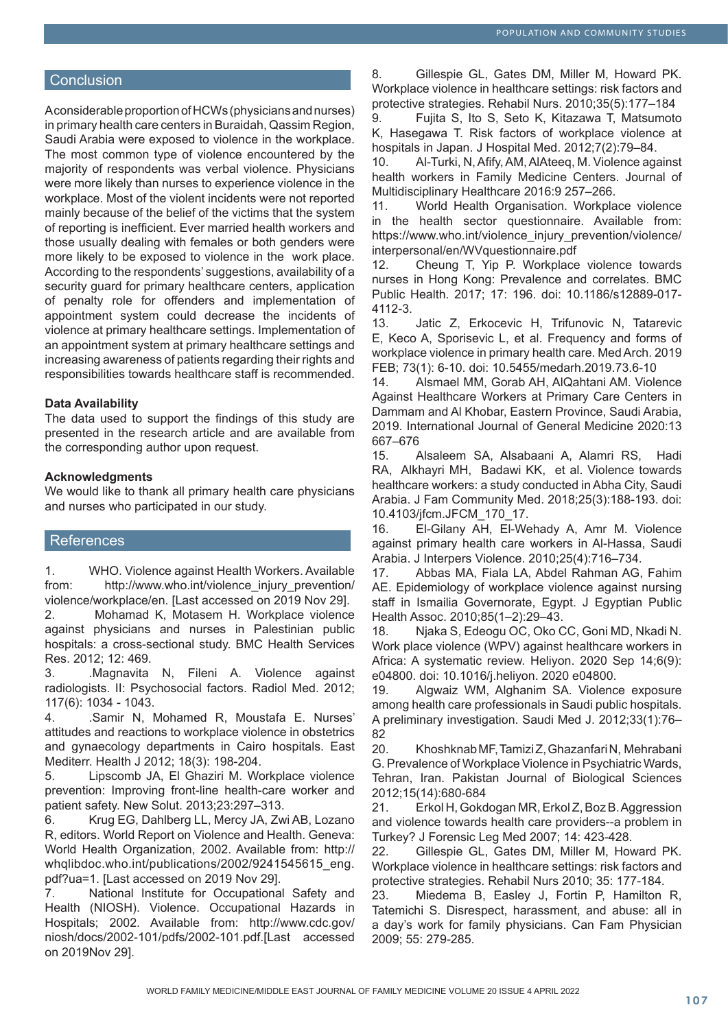## Conclusion

A considerable proportion of HCWs (physicians and nurses) in primary health care centers in Buraidah, Qassim Region, Saudi Arabia were exposed to violence in the workplace. The most common type of violence encountered by the majority of respondents was verbal violence. Physicians were more likely than nurses to experience violence in the workplace. Most of the violent incidents were not reported mainly because of the belief of the victims that the system of reporting is inefficient. Ever married health workers and those usually dealing with females or both genders were more likely to be exposed to violence in the work place. According to the respondents' suggestions, availability of a security guard for primary healthcare centers, application of penalty role for offenders and implementation of appointment system could decrease the incidents of violence at primary healthcare settings. Implementation of an appointment system at primary healthcare settings and increasing awareness of patients regarding their rights and responsibilities towards healthcare staff is recommended.

### Data Availability

The data used to support the findings of this study are presented in the research article and are available from the corresponding author upon request.

### Acknowledgments

We would like to thank all primary health care physicians and nurses who participated in our study.

## References

1. WHO. Violence against Health Workers. Available from: http://www.who.int/violence_injury_prevention/violence/workplace/en. [Last accessed on 2019 Nov 29].
2. Mohamad K, Motasem H. Workplace violence against physicians and nurses in Palestinian public hospitals: a cross-sectional study. BMC Health Services Res. 2012; 12: 469.
3. .Magnavita N, Fileni A. Violence against radiologists. II: Psychosocial factors. Radiol Med. 2012; 117(6): 1034 - 1043.
4. .Samir N, Mohamed R, Moustafa E. Nurses' attitudes and reactions to workplace violence in obstetrics and gynaecology departments in Cairo hospitals. East Mediterr. Health J 2012; 18(3): 198-204.
5. Lipscomb JA, El Ghaziri M. Workplace violence prevention: Improving front-line health-care worker and patient safety. New Solut. 2013;23:297–313.
6. Krug EG, Dahlberg LL, Mercy JA, Zwi AB, Lozano R, editors. World Report on Violence and Health. Geneva: World Health Organization, 2002. Available from: http://whqlibdoc.who.int/publications/2002/9241545615_eng.pdf?ua=1. [Last accessed on 2019 Nov 29].
7. National Institute for Occupational Safety and Health (NIOSH). Violence. Occupational Hazards in Hospitals; 2002. Available from: http://www.cdc.gov/niosh/docs/2002-101/pdfs/2002-101.pdf.[Last accessed on 2019Nov 29].
8. Gillespie GL, Gates DM, Miller M, Howard PK. Workplace violence in healthcare settings: risk factors and protective strategies. Rehabil Nurs. 2010;35(5):177–184
9. Fujita S, Ito S, Seto K, Kitazawa T, Matsumoto K, Hasegawa T. Risk factors of workplace violence at hospitals in Japan. J Hospital Med. 2012;7(2):79–84.
10. Al-Turki, N, Afify, AM, AlAteeq, M. Violence against health workers in Family Medicine Centers. Journal of Multidisciplinary Healthcare 2016:9 257–266.
11. World Health Organisation. Workplace violence in the health sector questionnaire. Available from: https://www.who.int/violence_injury_prevention/violence/interpersonal/en/WVquestionnaire.pdf
12. Cheung T, Yip P. Workplace violence towards nurses in Hong Kong: Prevalence and correlates. BMC Public Health. 2017; 17: 196. doi: 10.1186/s12889-017-4112-3.
13. Jatic Z, Erkocevic H, Trifunovic N, Tatarevic E, Keco A, Sporisevic L, et al. Frequency and forms of workplace violence in primary health care. Med Arch. 2019 FEB; 73(1): 6-10. doi: 10.5455/medarh.2019.73.6-10
14. Alsmael MM, Gorab AH, AlQahtani AM. Violence Against Healthcare Workers at Primary Care Centers in Dammam and Al Khobar, Eastern Province, Saudi Arabia, 2019. International Journal of General Medicine 2020:13 667–676
15. Alsaleem SA, Alsabaani A, Alamri RS, Hadi RA, Alkhayri MH, Badawi KK, et al. Violence towards healthcare workers: a study conducted in Abha City, Saudi Arabia. J Fam Community Med. 2018;25(3):188-193. doi: 10.4103/jfcm.JFCM_170_17.
16. El-Gilany AH, El-Wehady A, Amr M. Violence against primary health care workers in Al-Hassa, Saudi Arabia. J Interpers Violence. 2010;25(4):716–734.
17. Abbas MA, Fiala LA, Abdel Rahman AG, Fahim AE. Epidemiology of workplace violence against nursing staff in Ismailia Governorate, Egypt. J Egyptian Public Health Assoc. 2010;85(1–2):29–43.
18. Njaka S, Edeogu OC, Oko CC, Goni MD, Nkadi N. Work place violence (WPV) against healthcare workers in Africa: A systematic review. Heliyon. 2020 Sep 14;6(9): e04800. doi: 10.1016/j.heliyon. 2020 e04800.
19. Algwaiz WM, Alghanim SA. Violence exposure among health care professionals in Saudi public hospitals. A preliminary investigation. Saudi Med J. 2012;33(1):76–82
20. Khoshknab MF, Tamizi Z, Ghazanfari N, Mehrabani G. Prevalence of Workplace Violence in Psychiatric Wards, Tehran, Iran. Pakistan Journal of Biological Sciences 2012;15(14):680-684
21. Erkol H, Gokdogan MR, Erkol Z, Boz B. Aggression and violence towards health care providers--a problem in Turkey? J Forensic Leg Med 2007; 14: 423-428.
22. Gillespie GL, Gates DM, Miller M, Howard PK. Workplace violence in healthcare settings: risk factors and protective strategies. Rehabil Nurs 2010; 35: 177-184.
23. Miedema B, Easley J, Fortin P, Hamilton R, Tatemichi S. Disrespect, harassment, and abuse: all in a day's work for family physicians. Can Fam Physician 2009; 55: 279-285.